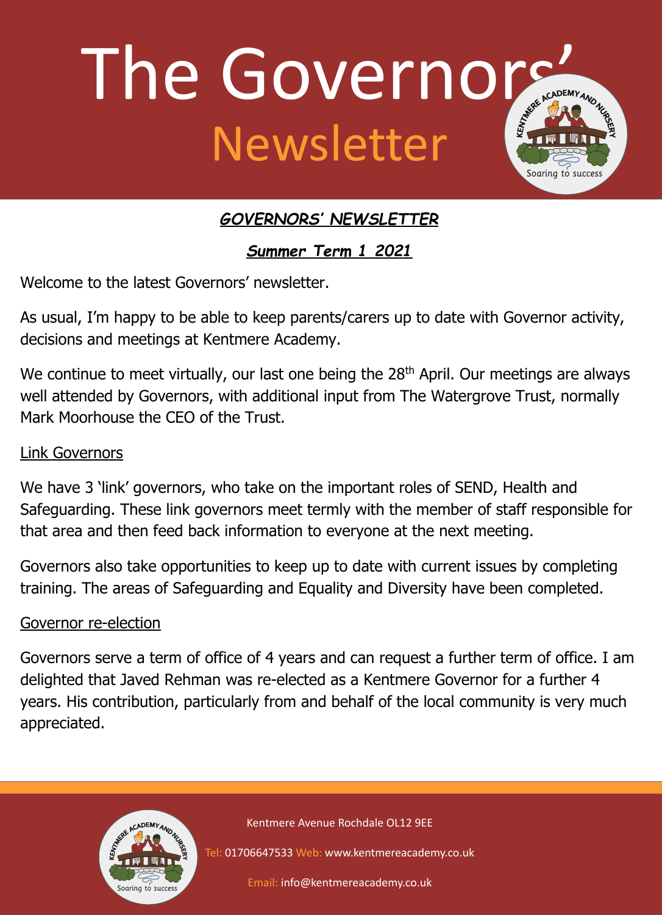# The Governors' Newsletter

## *GOVERNORS' NEWSLETTER*

### *Summer Term 1 2021*

Welcome to the latest Governors' newsletter.

As usual, I'm happy to be able to keep parents/carers up to date with Governor activity, decisions and meetings at Kentmere Academy.

We continue to meet virtually, our last one being the 28th April. Our meetings are always well attended by Governors, with additional input from The Watergrove Trust, normally Mark Moorhouse the CEO of the Trust.

### Link Governors

We have 3 'link' governors, who take on the important roles of SEND, Health and Safeguarding. These link governors meet termly with the member of staff responsible for that area and then feed back information to everyone at the next meeting.

Governors also take opportunities to keep up to date with current issues by completing training. The areas of Safeguarding and Equality and Diversity have been completed.

### Governor re-election

Governors serve a term of office of 4 years and can request a further term of office. I am delighted that Javed Rehman was re-elected as a Kentmere Governor for a further 4 years. His contribution, particularly from and behalf of the local community is very much appreciated.

Kentmere Avenue Rochdale OL12 9EE

Tel: 01706647533 Web: www.kentmereacademy.co.uk

Email: info@kentmereacademy.co.uk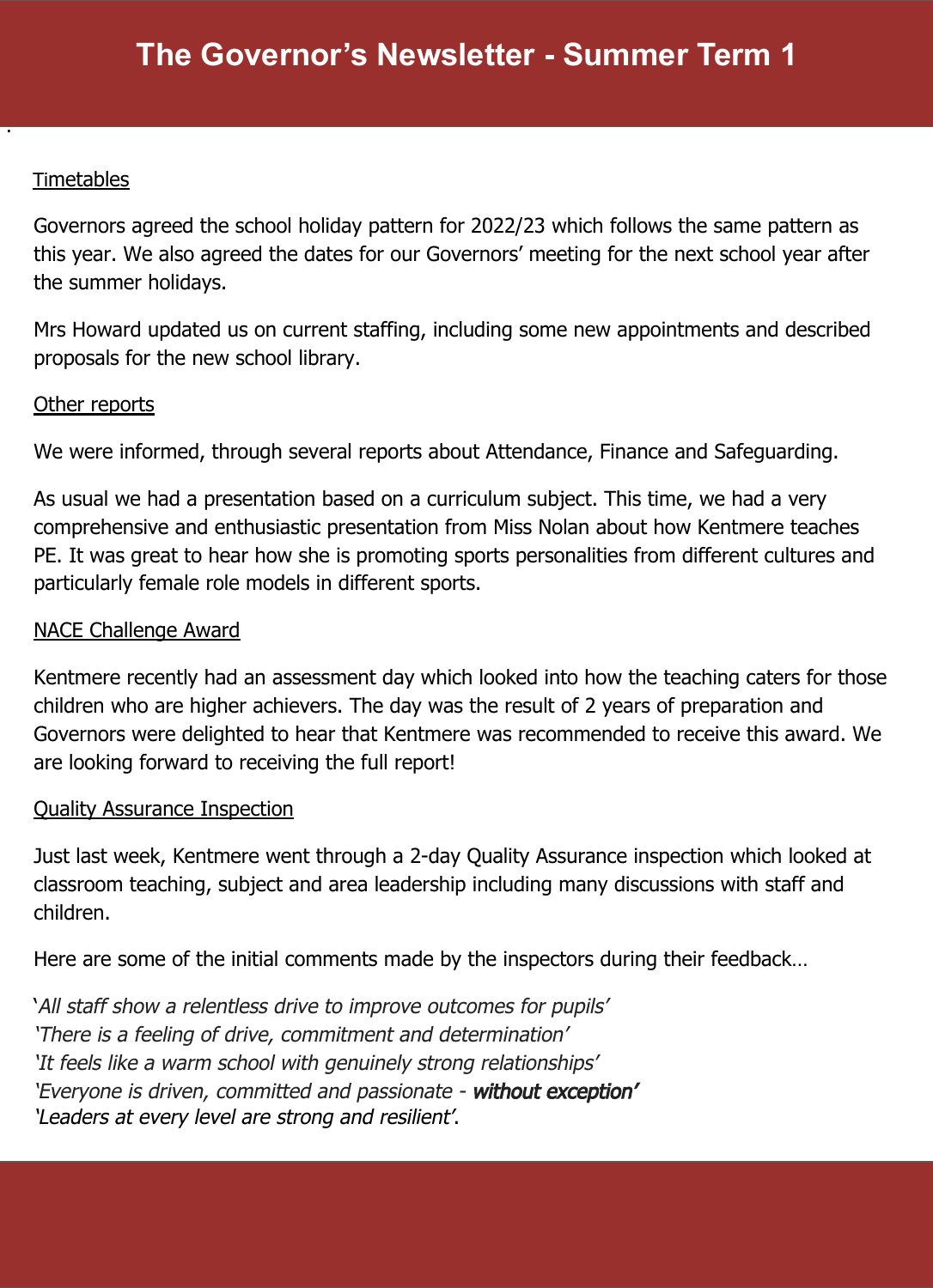# The Governor's Newsletter - Summer Term 1

Timetables

Governors agreed the school holiday pattern for 2022/23 which follows the same pattern as this year. We also agreed the dates for our Governors' meeting for the next school year after the summer holidays.

Mrs Howard updated us on current staffing, including some new appointments and described proposals for the new school library.

Other reports

We were informed, through several reports about Attendance, Finance and Safeguarding.

As usual we had a presentation based on a curriculum subject. This time, we had a very comprehensive and enthusiastic presentation from Miss Nolan about how Kentmere teaches PE. It was great to hear how she is promoting sports personalities from different cultures and particularly female role models in different sports.

NACE Challenge Award

Kentmere recently had an assessment day which looked into how the teaching caters for those children who are higher achievers. The day was the result of 2 years of preparation and Governors were delighted to hear that Kentmere was recommended to receive this award. We are looking forward to receiving the full report!

Quality Assurance Inspection

Just last week, Kentmere went through a 2-day Quality Assurance inspection which looked at classroom teaching, subject and area leadership including many discussions with staff and children.

Here are some of the initial comments made by the inspectors during their feedback…

*'All staff show a relentless drive to improve outcomes for pupils'*
*'There is a feeling of drive, commitment and determination'*
*'It feels like a warm school with genuinely strong relationships'*
*'Everyone is driven, committed and passionate -* ***without exception'***
*'Leaders at every level are strong and resilient'*.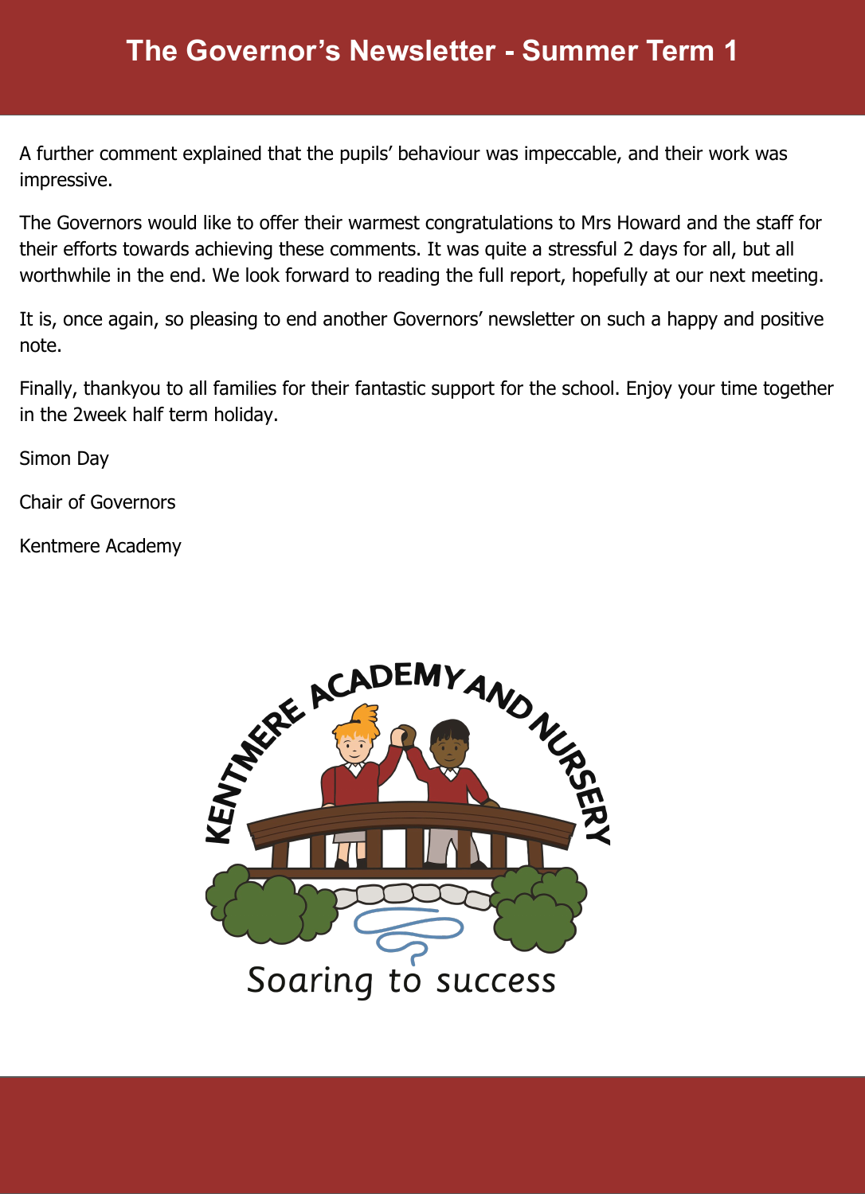# The Governor's Newsletter - Summer Term 1

A further comment explained that the pupils' behaviour was impeccable, and their work was impressive.

The Governors would like to offer their warmest congratulations to Mrs Howard and the staff for their efforts towards achieving these comments. It was quite a stressful 2 days for all, but all worthwhile in the end. We look forward to reading the full report, hopefully at our next meeting.

It is, once again, so pleasing to end another Governors' newsletter on such a happy and positive note.

Finally, thankyou to all families for their fantastic support for the school. Enjoy your time together in the 2week half term holiday.

Simon Day

Chair of Governors

Kentmere Academy

KENTMERE ACADEMY AND NURSERY

Soaring to success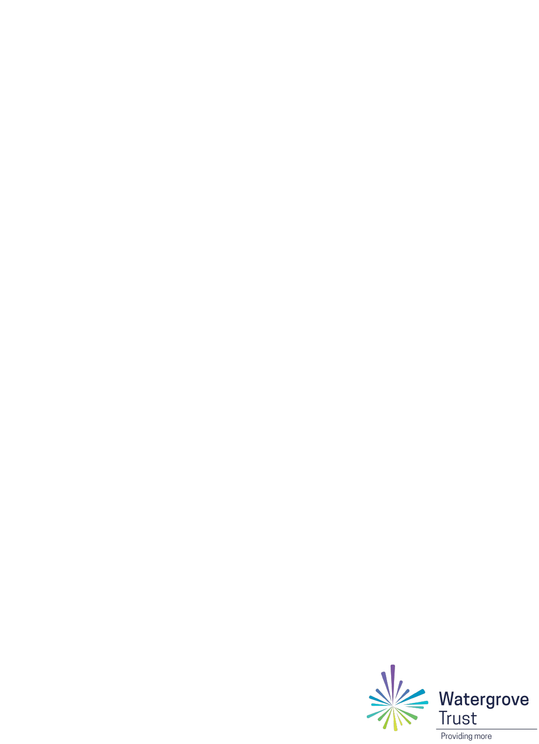Watergrove Trust

Providing more